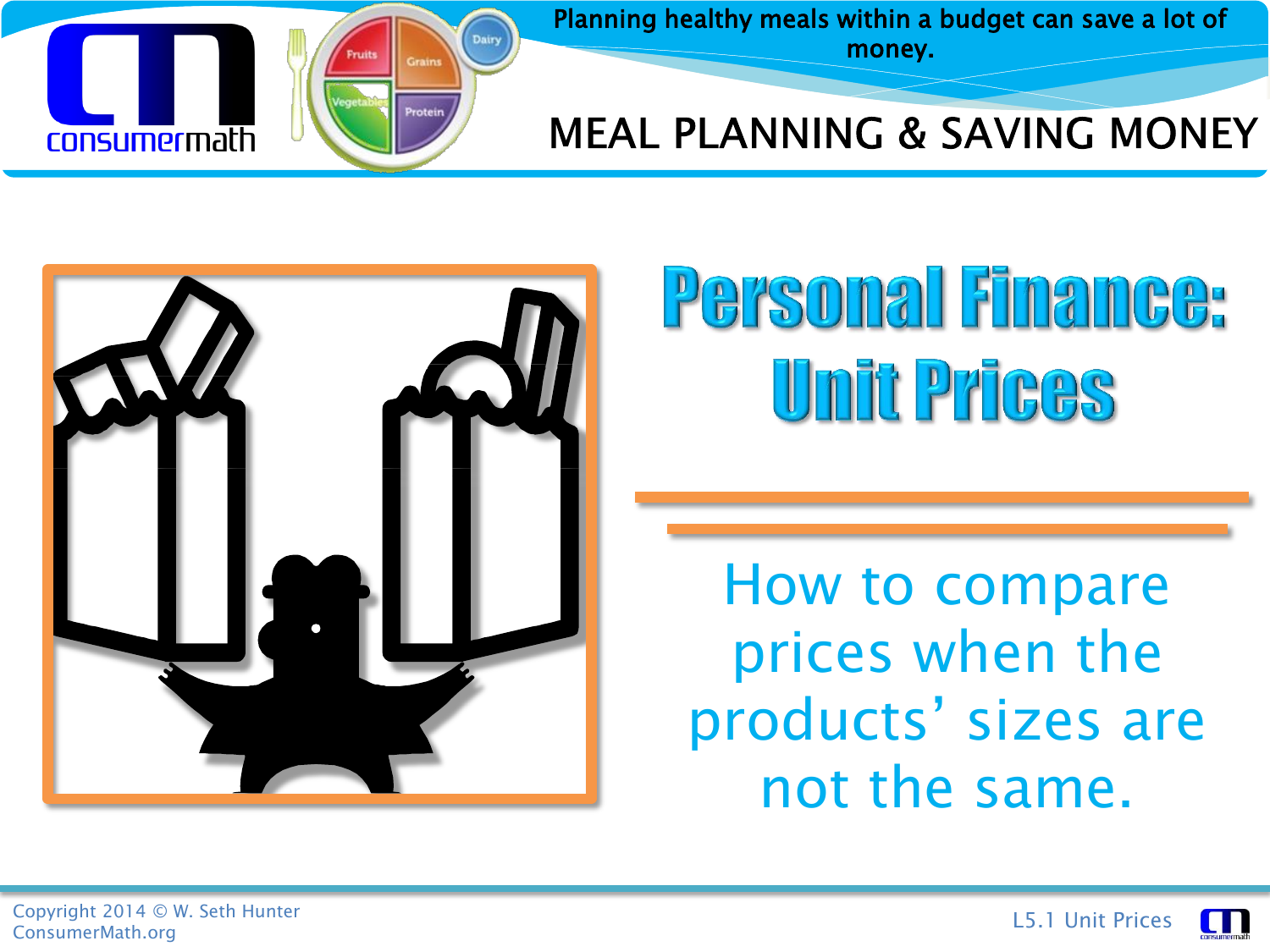Planning healthy meals within a budget can save a lot of money.

MEAL PLANNING & SAVING MONEY

# Personal Finance: Unit Prices

How to compare prices when the products' sizes are not the same.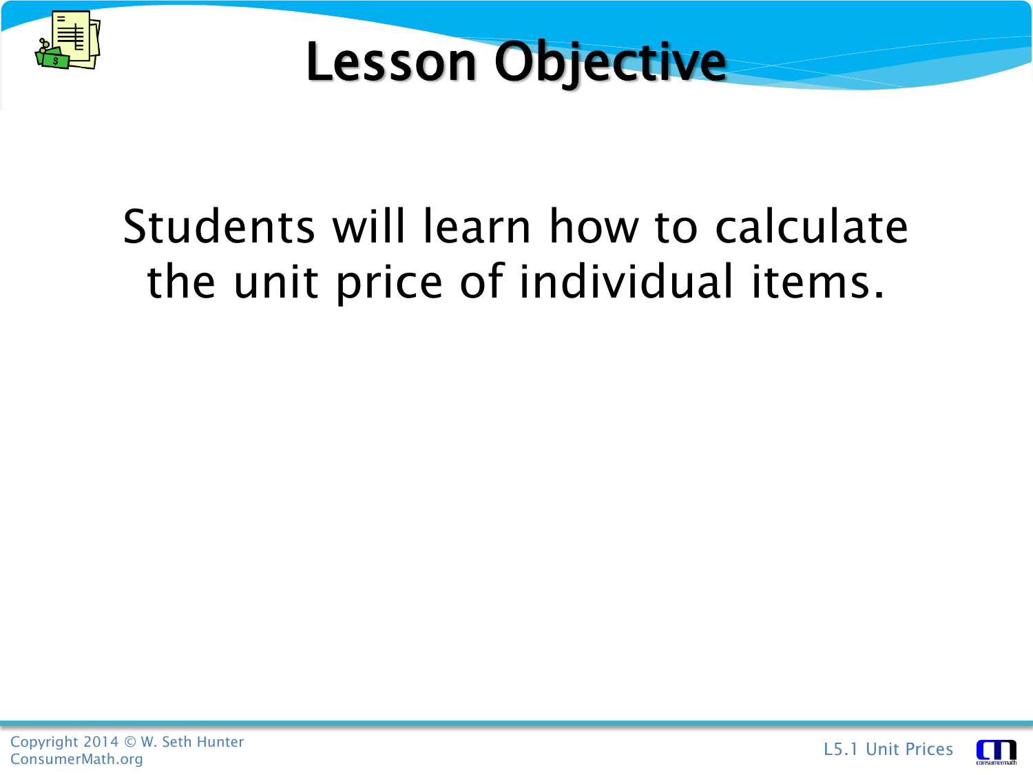# Lesson Objective

Students will learn how to calculate the unit price of individual items.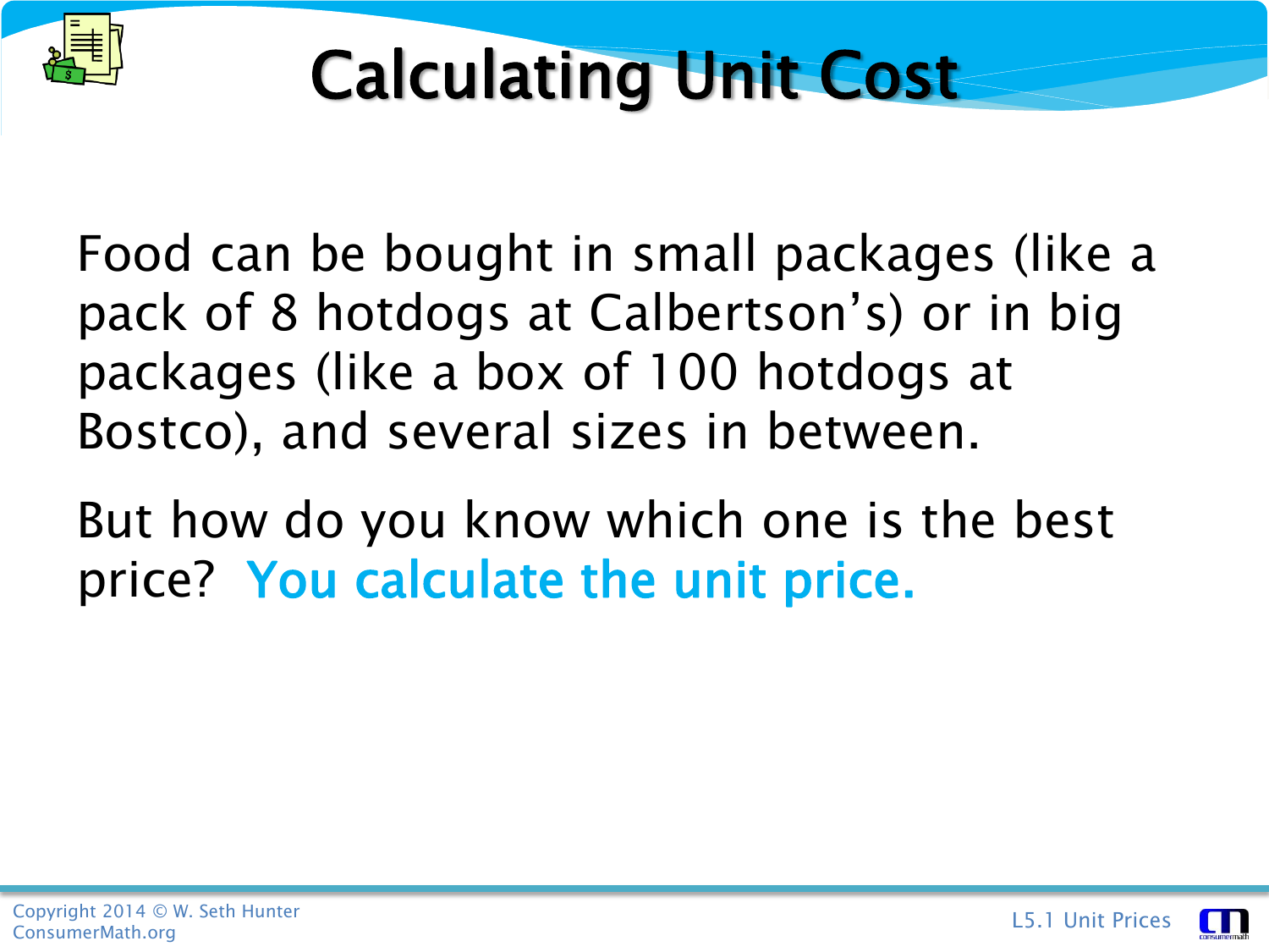# Calculating Unit Cost

Food can be bought in small packages (like a pack of 8 hotdogs at Calbertson's) or in big packages (like a box of 100 hotdogs at Bostco), and several sizes in between.

But how do you know which one is the best price? **You calculate the unit price.**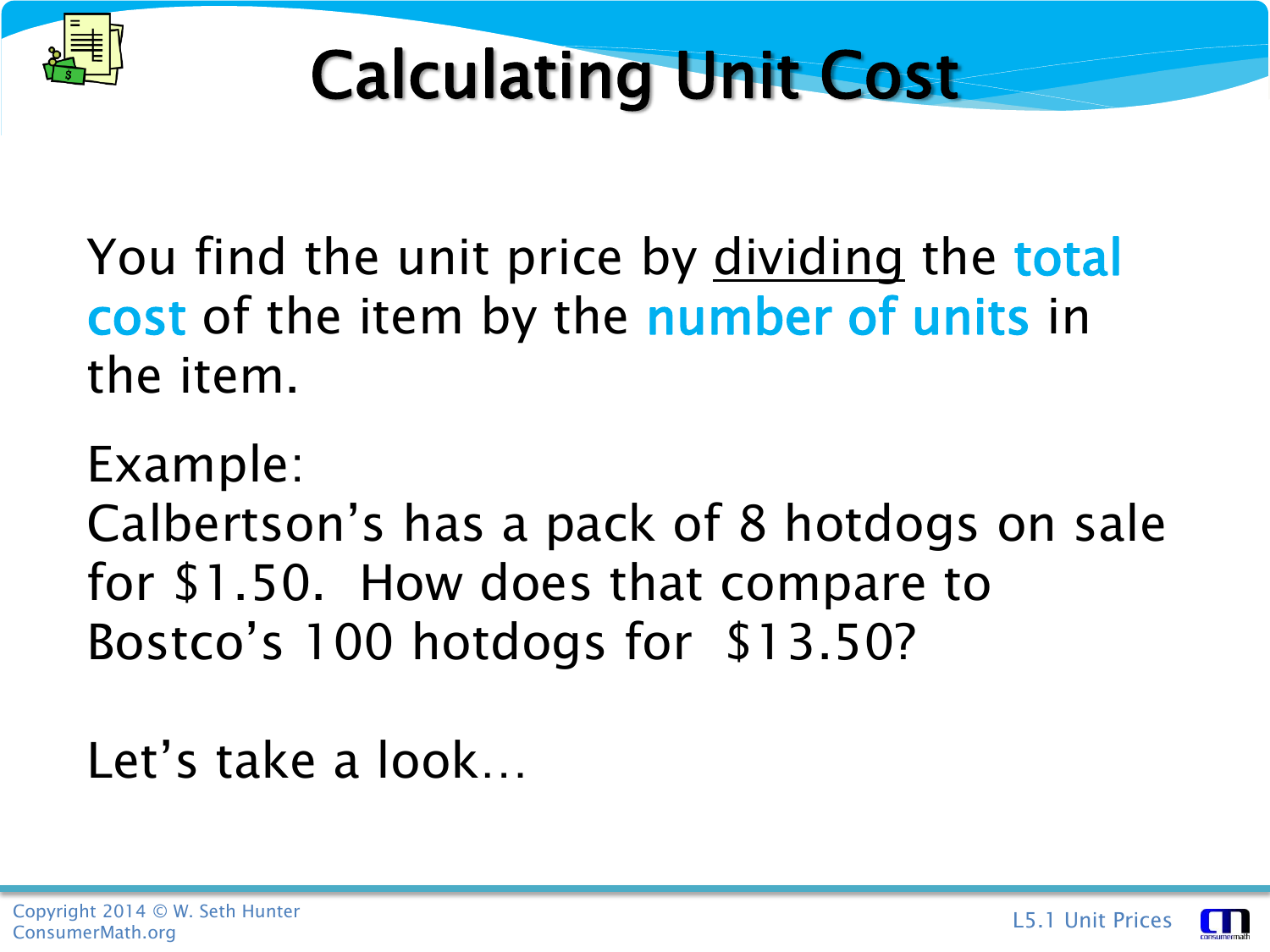# Calculating Unit Cost

You find the unit price by dividing the **total cost** of the item by the **number of units** in the item.

Example:
Calbertson's has a pack of 8 hotdogs on sale for $1.50. How does that compare to Bostco's 100 hotdogs for $13.50?

Let's take a look…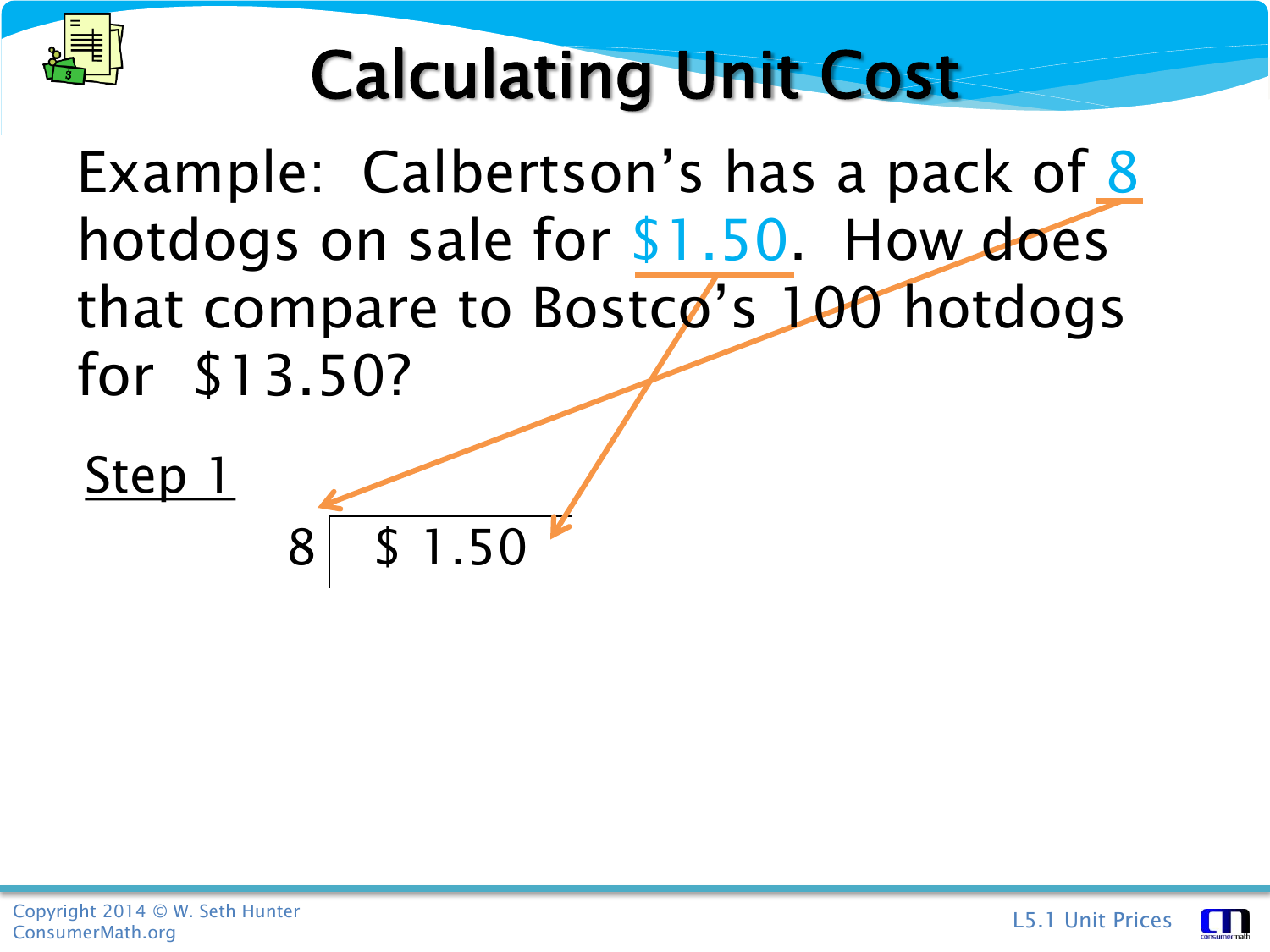# Calculating Unit Cost

Example: Calbertson's has a pack of 8 hotdogs on sale for $1.50. How does that compare to Bostco's 100 hotdogs for $13.50?

Step 1

$$8 \overline{) \$\,1.50}$$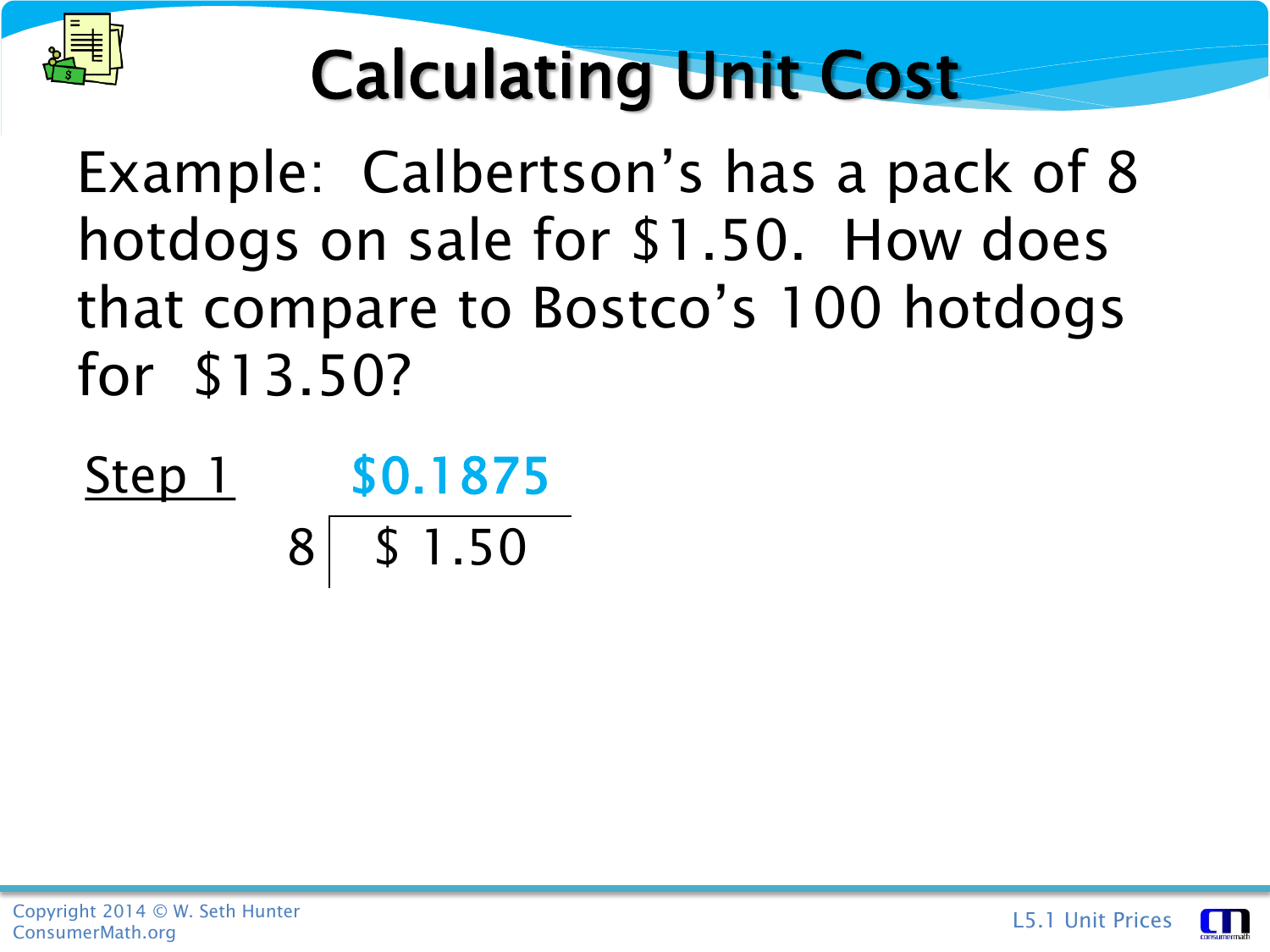# Calculating Unit Cost

Example: Calbertson's has a pack of 8 hotdogs on sale for $1.50. How does that compare to Bostco's 100 hotdogs for $13.50?

Step 1

```
      $0.1875
   8 | $ 1.50
```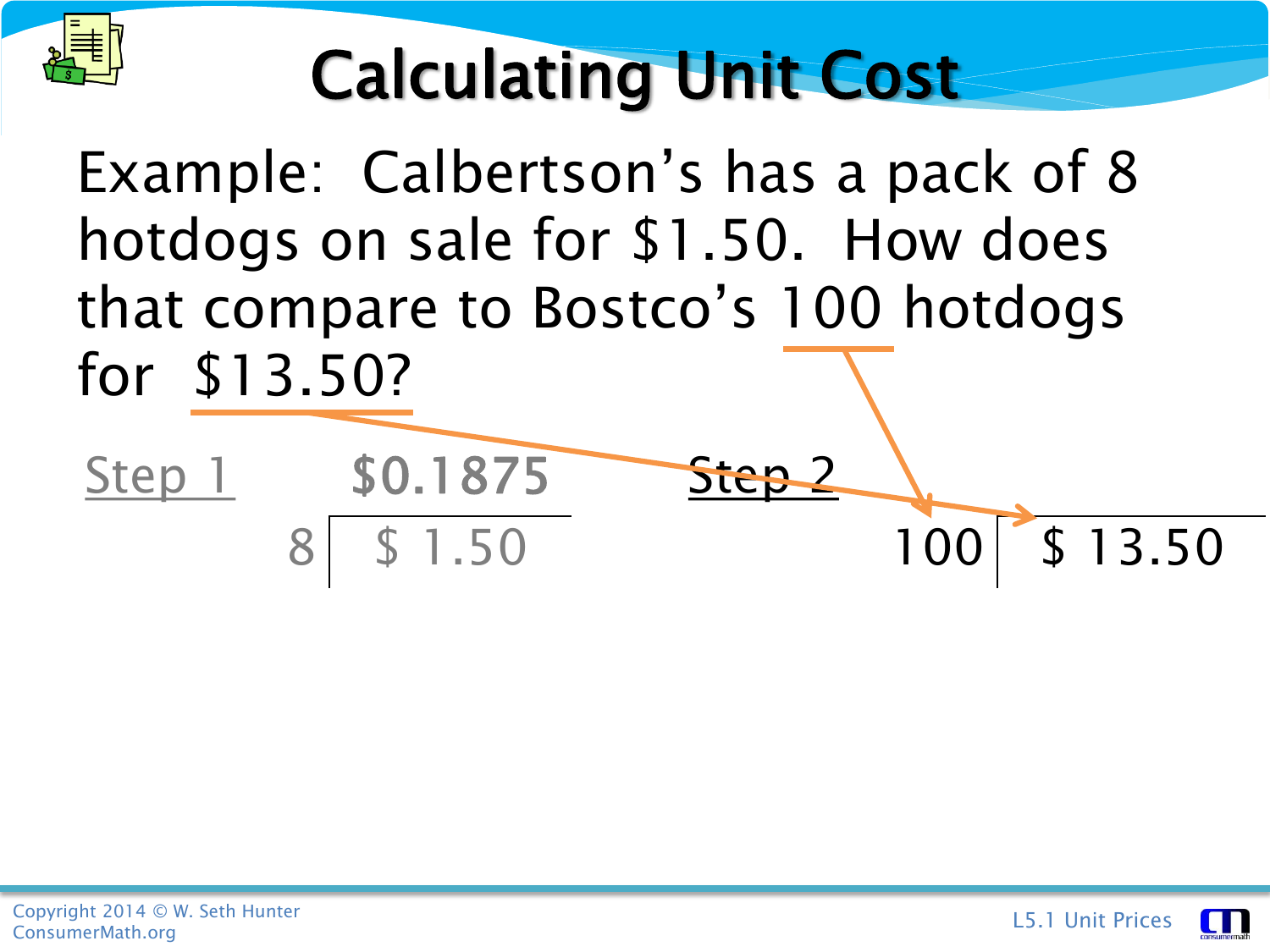# Calculating Unit Cost

Example: Calbertson's has a pack of 8 hotdogs on sale for $1.50. How does that compare to Bostco's 100 hotdogs for $13.50?

Step 1

$$8 \overline{)\ \$1.50} = \$0.1875$$

Step 2

$$100 \overline{)\ \$13.50}$$

L5.1 Unit Prices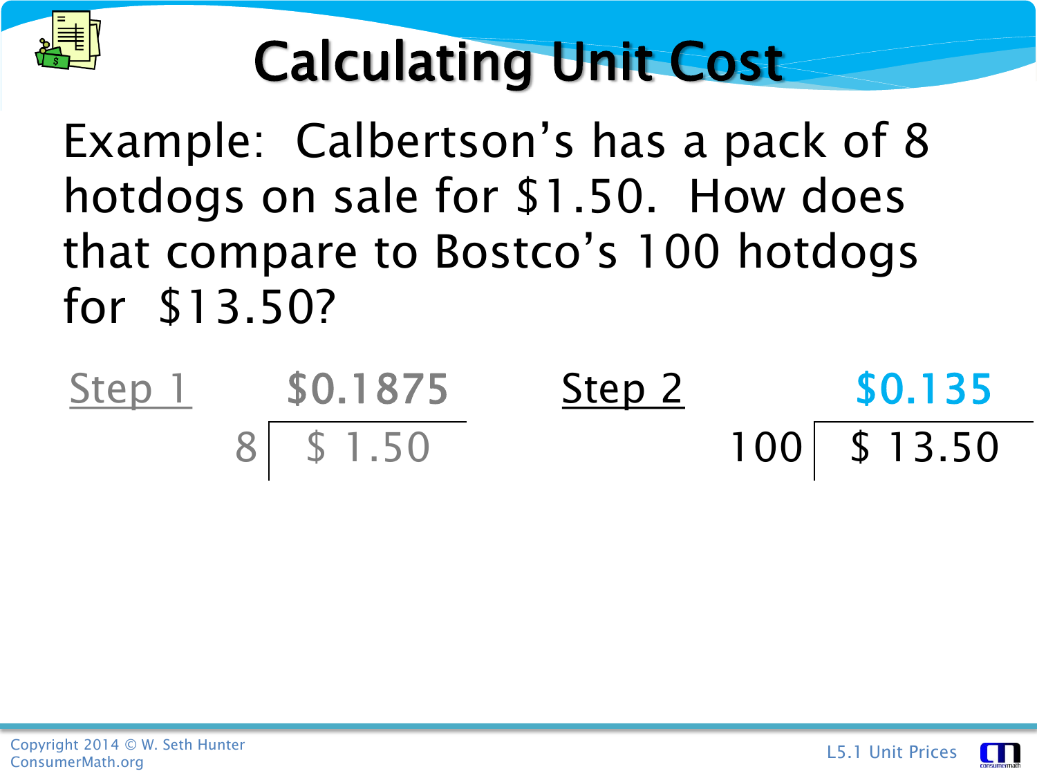# Calculating Unit Cost

Example: Calbertson's has a pack of 8 hotdogs on sale for $1.50. How does that compare to Bostco's 100 hotdogs for $13.50?

<u>Step 1</u>

$$8 \overline{)\ \$\ 1.50} = \$0.1875$$

<u>Step 2</u>

$$100 \overline{)\ \$\ 13.50} = \$0.135$$

Copyright 2014 © W. Seth Hunter
ConsumerMath.org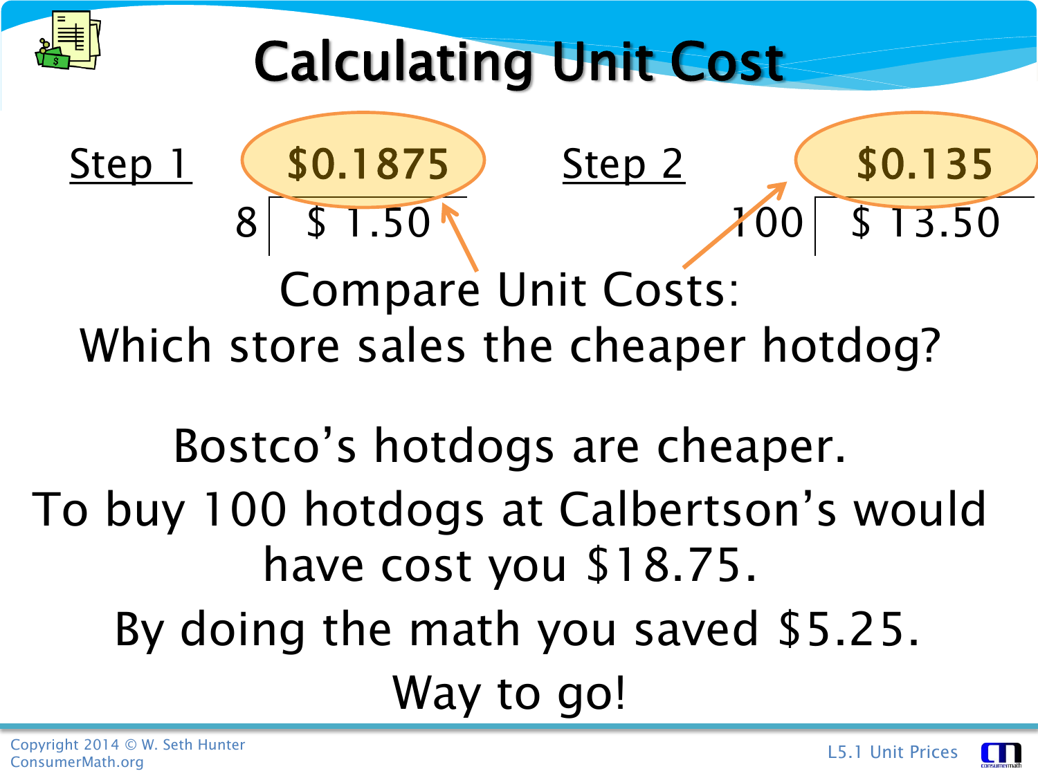# Calculating Unit Cost

Step 1

$0.1875

8 | $ 1.50

Step 2

$0.135

100 | $ 13.50

Compare Unit Costs:
Which store sales the cheaper hotdog?

Bostco's hotdogs are cheaper.

To buy 100 hotdogs at Calbertson's would have cost you $18.75.

By doing the math you saved $5.25.

Way to go!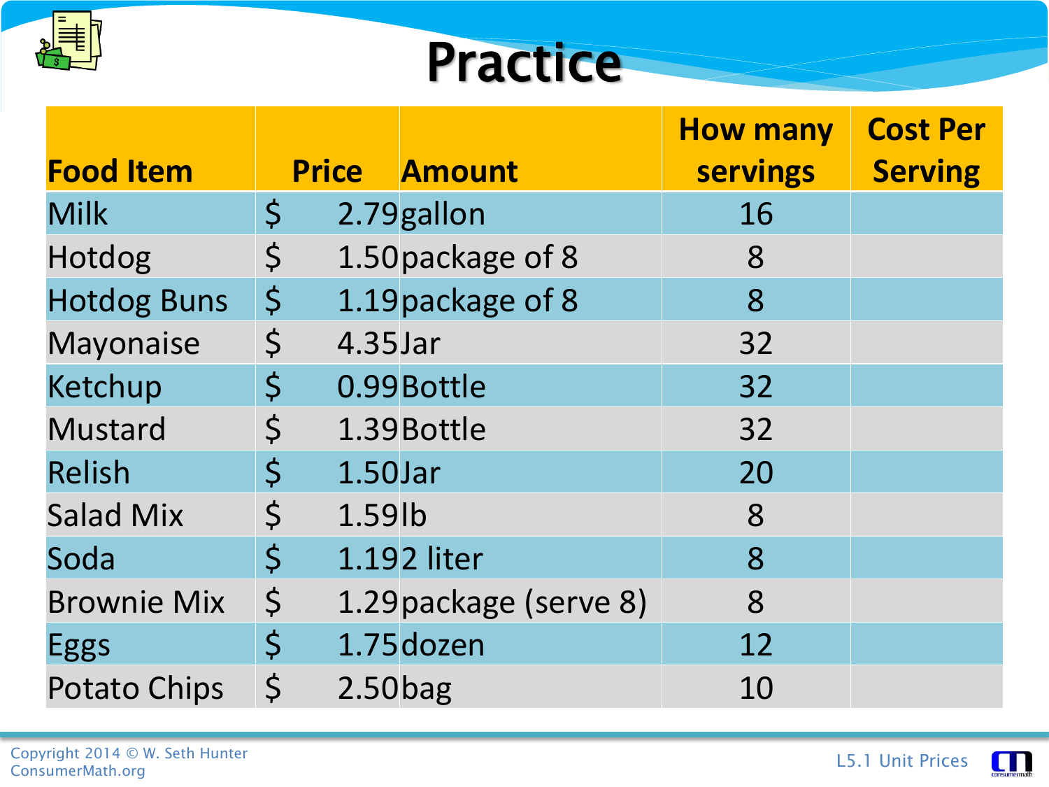# Practice

| Food Item | Price | Amount | How many servings | Cost Per Serving |
|---|---|---|---|---|
| Milk | $ 2.79 | gallon | 16 | |
| Hotdog | $ 1.50 | package of 8 | 8 | |
| Hotdog Buns | $ 1.19 | package of 8 | 8 | |
| Mayonaise | $ 4.35 | Jar | 32 | |
| Ketchup | $ 0.99 | Bottle | 32 | |
| Mustard | $ 1.39 | Bottle | 32 | |
| Relish | $ 1.50 | Jar | 20 | |
| Salad Mix | $ 1.59 | lb | 8 | |
| Soda | $ 1.19 | 2 liter | 8 | |
| Brownie Mix | $ 1.29 | package (serve 8) | 8 | |
| Eggs | $ 1.75 | dozen | 12 | |
| Potato Chips | $ 2.50 | bag | 10 | |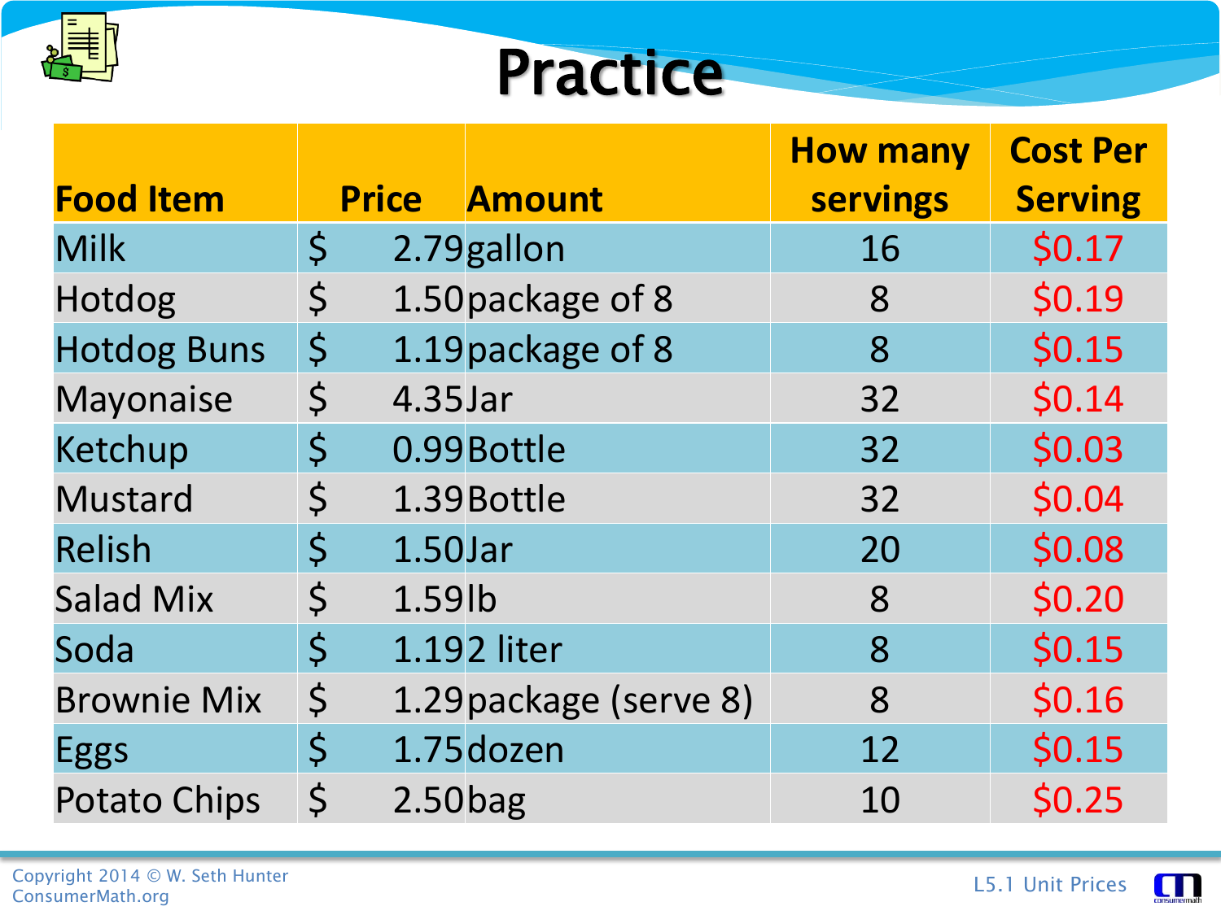# Practice

| Food Item | Price | Amount | How many servings | Cost Per Serving |
|---|---|---|---|---|
| Milk | $ 2.79 | gallon | 16 | $0.17 |
| Hotdog | $ 1.50 | package of 8 | 8 | $0.19 |
| Hotdog Buns | $ 1.19 | package of 8 | 8 | $0.15 |
| Mayonaise | $ 4.35 | Jar | 32 | $0.14 |
| Ketchup | $ 0.99 | Bottle | 32 | $0.03 |
| Mustard | $ 1.39 | Bottle | 32 | $0.04 |
| Relish | $ 1.50 | Jar | 20 | $0.08 |
| Salad Mix | $ 1.59 | lb | 8 | $0.20 |
| Soda | $ 1.19 | 2 liter | 8 | $0.15 |
| Brownie Mix | $ 1.29 | package (serve 8) | 8 | $0.16 |
| Eggs | $ 1.75 | dozen | 12 | $0.15 |
| Potato Chips | $ 2.50 | bag | 10 | $0.25 |

Copyright 2014 © W. Seth Hunter
ConsumerMath.org

L5.1 Unit Prices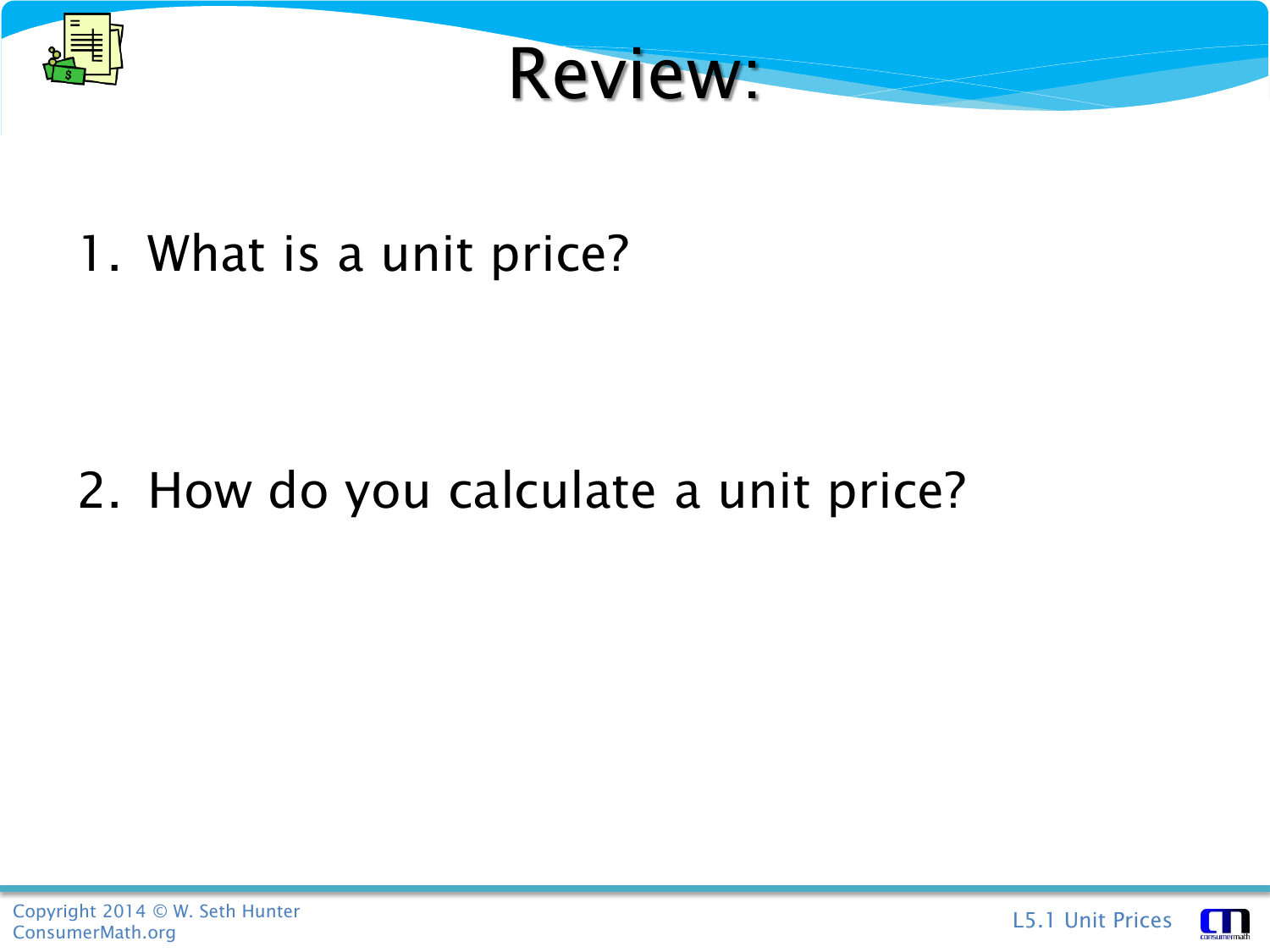# Review:

1. What is a unit price?

2. How do you calculate a unit price?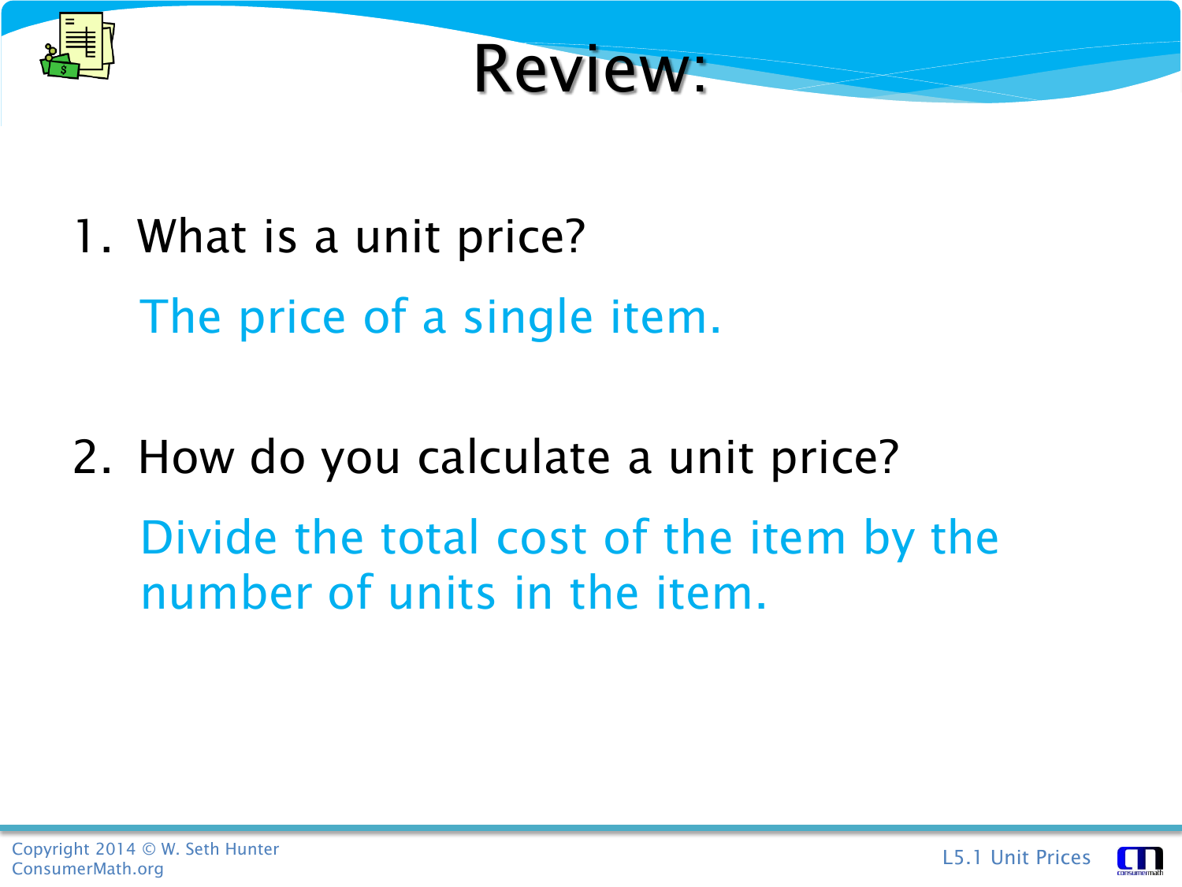# Review:

1. What is a unit price?

   The price of a single item.

2. How do you calculate a unit price?

   Divide the total cost of the item by the number of units in the item.